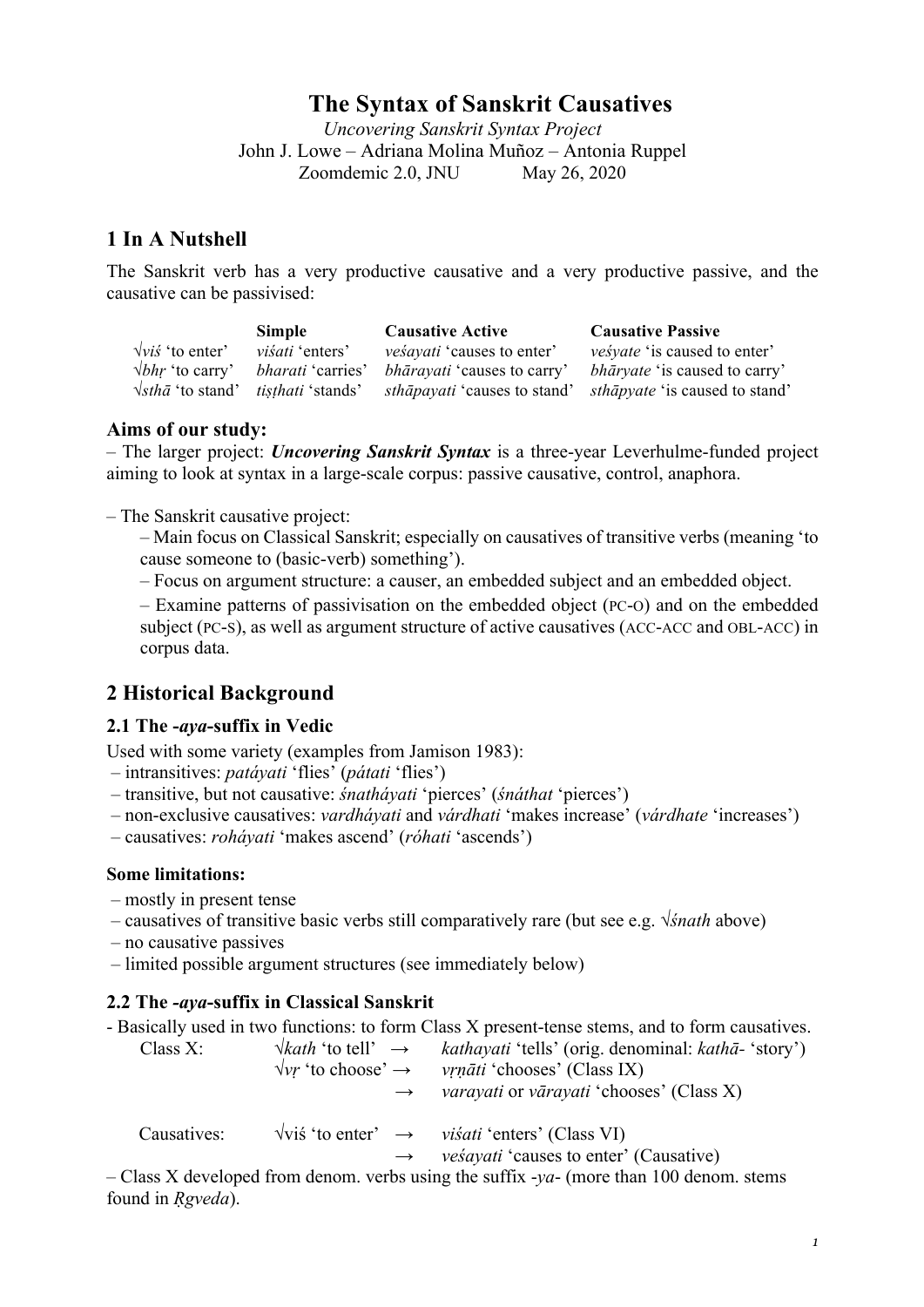# The Syntax of Sanskrit Causatives

*Uncovering Sanskrit Syntax Project*

John J. Lowe – Adriana Molina Muñoz – Antonia Ruppel

Zoomdemic 2.0, JNU May 26, 2020

## 1 In A Nutshell

The Sanskrit verb has a very productive causative and a very productive passive, and the causative can be passivised:

| | **Simple** | **Causative Active** | **Causative Passive** |
|---|---|---|---|
| √*viś* 'to enter' | *viśati* 'enters' | *veśayati* 'causes to enter' | *veśyate* 'is caused to enter' |
| √*bhṛ* 'to carry' | *bharati* 'carries' | *bhārayati* 'causes to carry' | *bhāryate* 'is caused to carry' |
| √*sthā* 'to stand' | *tiṣṭhati* 'stands' | *sthāpayati* 'causes to stand' | *sthāpyate* 'is caused to stand' |

### Aims of our study:

– The larger project: ***Uncovering Sanskrit Syntax*** is a three-year Leverhulme-funded project aiming to look at syntax in a large-scale corpus: passive causative, control, anaphora.

– The Sanskrit causative project:
  - – Main focus on Classical Sanskrit; especially on causatives of transitive verbs (meaning 'to cause someone to (basic-verb) something').
  - – Focus on argument structure: a causer, an embedded subject and an embedded object.
  - – Examine patterns of passivisation on the embedded object (PC-O) and on the embedded subject (PC-S), as well as argument structure of active causatives (ACC-ACC and OBL-ACC) in corpus data.

## 2 Historical Background

### 2.1 The *-aya*-suffix in Vedic

Used with some variety (examples from Jamison 1983):
- – intransitives: *patáyati* 'flies' (*pátati* 'flies')
- – transitive, but not causative: *śnatháyati* 'pierces' (*śnáthat* 'pierces')
- – non-exclusive causatives: *vardháyati* and *várdhati* 'makes increase' (*várdhate* 'increases')
- – causatives: *roháyati* 'makes ascend' (*róhati* 'ascends')

#### Some limitations:

- – mostly in present tense
- – causatives of transitive basic verbs still comparatively rare (but see e.g. √*śnath* above)
- – no causative passives
- – limited possible argument structures (see immediately below)

### 2.2 The *-aya*-suffix in Classical Sanskrit

- Basically used in two functions: to form Class X present-tense stems, and to form causatives.

Class X: √*kath* 'to tell' → *kathayati* 'tells' (orig. denominal: *kathā-* 'story')
√*vṛ* 'to choose' → *vṛṇāti* 'chooses' (Class IX)
→ *varayati* or *vārayati* 'chooses' (Class X)

Causatives: √viś 'to enter' → *viśati* 'enters' (Class VI)
→ *veśayati* 'causes to enter' (Causative)

– Class X developed from denom. verbs using the suffix *-ya-* (more than 100 denom. stems found in *Ṛgveda*).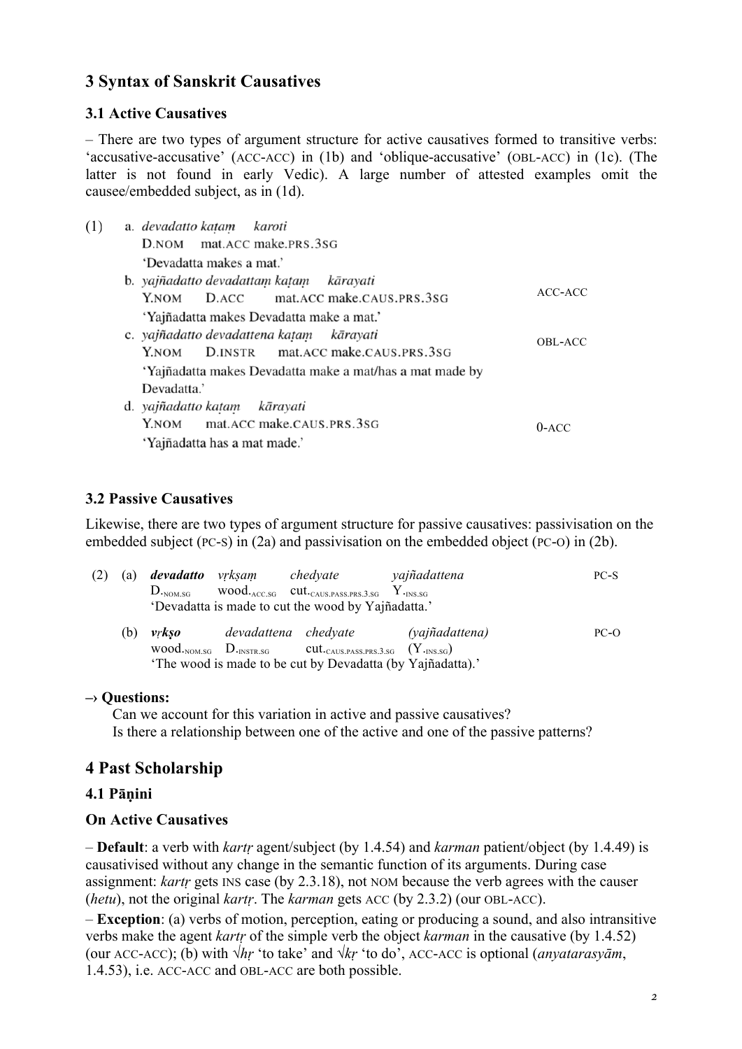## 3 Syntax of Sanskrit Causatives

### 3.1 Active Causatives

– There are two types of argument structure for active causatives formed to transitive verbs: 'accusative-accusative' (ACC-ACC) in (1b) and 'oblique-accusative' (OBL-ACC) in (1c). (The latter is not found in early Vedic). A large number of attested examples omit the causee/embedded subject, as in (1d).

(1)
a. *devadatto kaṭaṃ karoti*
D.NOM mat.ACC make.PRS.3SG
'Devadatta makes a mat.'

b. *yajñadatto devadattaṃ kaṭaṃ kārayati* — ACC-ACC
Y.NOM D.ACC mat.ACC make.CAUS.PRS.3SG
'Yajñadatta makes Devadatta make a mat.'

c. *yajñadatto devadattena kaṭaṃ kārayati* — OBL-ACC
Y.NOM D.INSTR mat.ACC make.CAUS.PRS.3SG
'Yajñadatta makes Devadatta make a mat/has a mat made by Devadatta.'

d. *yajñadatto kaṭaṃ kārayati* — 0-ACC
Y.NOM mat.ACC make.CAUS.PRS.3SG
'Yajñadatta has a mat made.'

### 3.2 Passive Causatives

Likewise, there are two types of argument structure for passive causatives: passivisation on the embedded subject (PC-S) in (2a) and passivisation on the embedded object (PC-O) in (2b).

(2)
(a) ***devadatto*** *vṛkṣaṃ chedyate yajñadattena* — PC-S
D.NOM.SG wood.ACC.SG cut.CAUS.PASS.PRS.3.SG Y.INS.SG
'Devadatta is made to cut the wood by Yajñadatta.'

(b) ***vṛkṣo*** *devadattena chedyate (yajñadattena)* — PC-O
wood.NOM.SG D.INSTR.SG cut.CAUS.PASS.PRS.3.SG (Y.INS.SG)
'The wood is made to be cut by Devadatta (by Yajñadatta).'

**→ Questions:**

Can we account for this variation in active and passive causatives?
Is there a relationship between one of the active and one of the passive patterns?

## 4 Past Scholarship

### 4.1 Pāṇini

### On Active Causatives

– **Default**: a verb with *kartṛ* agent/subject (by 1.4.54) and *karman* patient/object (by 1.4.49) is causativised without any change in the semantic function of its arguments. During case assignment: *kartṛ* gets INS case (by 2.3.18), not NOM because the verb agrees with the causer (*hetu*), not the original *kartṛ*. The *karman* gets ACC (by 2.3.2) (our OBL-ACC).

– **Exception**: (a) verbs of motion, perception, eating or producing a sound, and also intransitive verbs make the agent *kartṛ* of the simple verb the object *karman* in the causative (by 1.4.52) (our ACC-ACC); (b) with √*hṛ* 'to take' and √*kṛ* 'to do', ACC-ACC is optional (*anyatarasyām*, 1.4.53), i.e. ACC-ACC and OBL-ACC are both possible.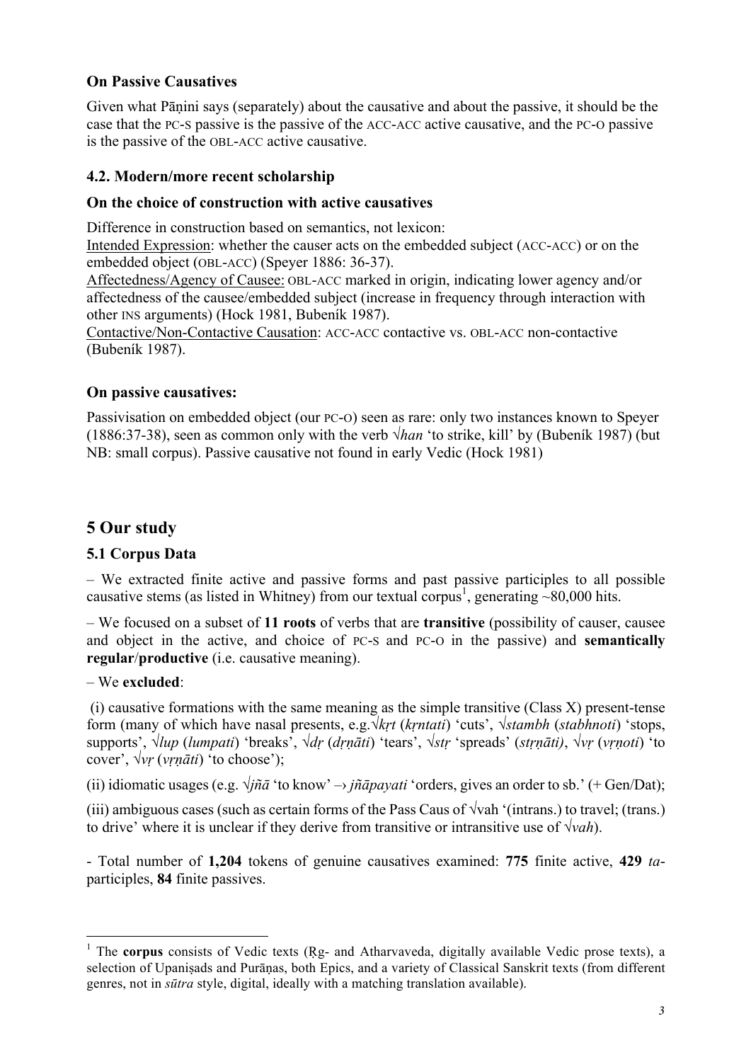**On Passive Causatives**

Given what Pāṇini says (separately) about the causative and about the passive, it should be the case that the PC-S passive is the passive of the ACC-ACC active causative, and the PC-O passive is the passive of the OBL-ACC active causative.

### 4.2. Modern/more recent scholarship

**On the choice of construction with active causatives**

Difference in construction based on semantics, not lexicon:
Intended Expression: whether the causer acts on the embedded subject (ACC-ACC) or on the embedded object (OBL-ACC) (Speyer 1886: 36-37).
Affectedness/Agency of Causee: OBL-ACC marked in origin, indicating lower agency and/or affectedness of the causee/embedded subject (increase in frequency through interaction with other INS arguments) (Hock 1981, Bubeník 1987).
Contactive/Non-Contactive Causation: ACC-ACC contactive vs. OBL-ACC non-contactive (Bubeník 1987).

**On passive causatives:**

Passivisation on embedded object (our PC-O) seen as rare: only two instances known to Speyer (1886:37-38), seen as common only with the verb √*han* 'to strike, kill' by (Bubeník 1987) (but NB: small corpus). Passive causative not found in early Vedic (Hock 1981)

## 5 Our study

### 5.1 Corpus Data

– We extracted finite active and passive forms and past passive participles to all possible causative stems (as listed in Whitney) from our textual corpus[1], generating ~80,000 hits.

– We focused on a subset of **11 roots** of verbs that are **transitive** (possibility of causer, causee and object in the active, and choice of PC-S and PC-O in the passive) and **semantically regular**/**productive** (i.e. causative meaning).

– We **excluded**:

(i) causative formations with the same meaning as the simple transitive (Class X) present-tense form (many of which have nasal presents, e.g.√*kṛt* (*kṛntati*) 'cuts', √*stambh* (*stabhnoti*) 'stops, supports', √*lup* (*lumpati*) 'breaks', √*dṛ* (*dṛṇāti*) 'tears', √*stṛ* 'spreads' (*stṛṇāti)*, √*vṛ* (*vṛṇoti*) 'to cover', √*vṛ* (*vṛṇāti*) 'to choose');

(ii) idiomatic usages (e.g. √*jñā* 'to know' → *jñāpayati* 'orders, gives an order to sb.' (+ Gen/Dat);

(iii) ambiguous cases (such as certain forms of the Pass Caus of √vah '(intrans.) to travel; (trans.) to drive' where it is unclear if they derive from transitive or intransitive use of √*vah*).

- Total number of **1,204** tokens of genuine causatives examined: **775** finite active, **429** *ta*-participles, **84** finite passives.

[1] The **corpus** consists of Vedic texts (Ṛg- and Atharvaveda, digitally available Vedic prose texts), a selection of Upaniṣads and Purāṇas, both Epics, and a variety of Classical Sanskrit texts (from different genres, not in *sūtra* style, digital, ideally with a matching translation available).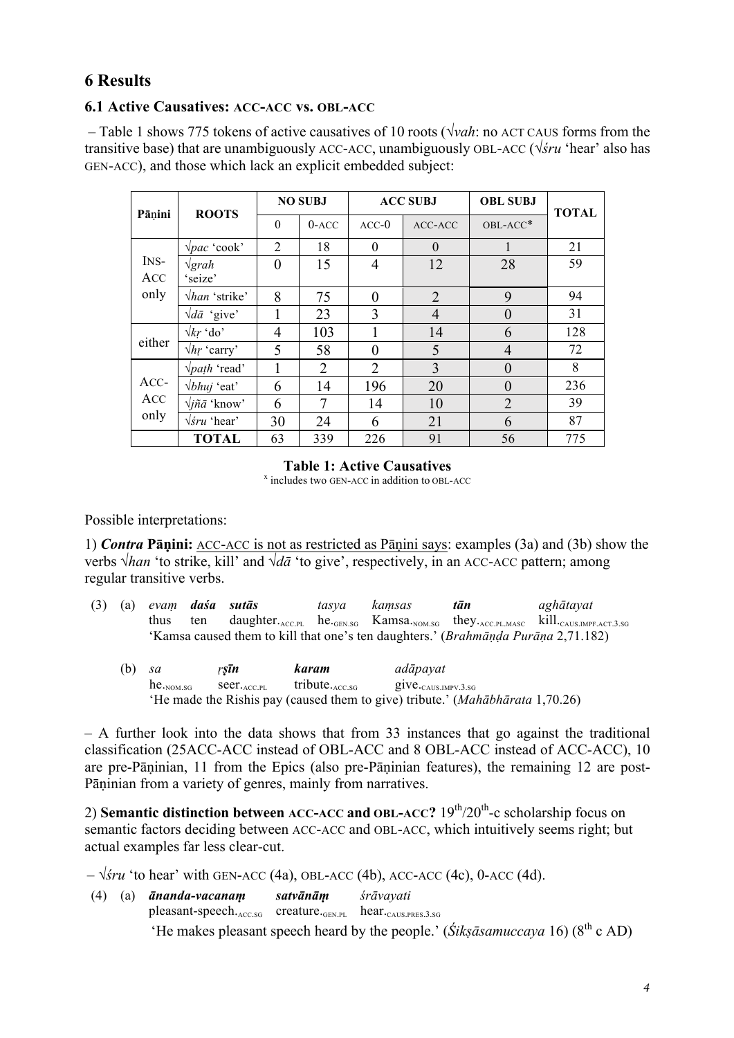## 6 Results

### 6.1 Active Causatives: ACC-ACC vs. OBL-ACC

– Table 1 shows 775 tokens of active causatives of 10 roots (√*vah*: no ACT CAUS forms from the transitive base) that are unambiguously ACC-ACC, unambiguously OBL-ACC (√*śru* 'hear' also has GEN-ACC), and those which lack an explicit embedded subject:

| Pāṇini | ROOTS | NO SUBJ | | ACC SUBJ | | OBL SUBJ | TOTAL |
|---|---|---|---|---|---|---|---|
| | | 0 | 0-ACC | ACC-0 | ACC-ACC | OBL-ACC* | |
| INS-ACC only | √*pac* 'cook' | 2 | 18 | 0 | 0 | 1 | 21 |
| | √*grah* 'seize' | 0 | 15 | 4 | 12 | 28 | 59 |
| | √*han* 'strike' | 8 | 75 | 0 | 2 | 9 | 94 |
| | √*dā* 'give' | 1 | 23 | 3 | 4 | 0 | 31 |
| either | √*kṛ* 'do' | 4 | 103 | 1 | 14 | 6 | 128 |
| | √*hṛ* 'carry' | 5 | 58 | 0 | 5 | 4 | 72 |
| ACC-ACC only | √*paṭh* 'read' | 1 | 2 | 2 | 3 | 0 | 8 |
| | √*bhuj* 'eat' | 6 | 14 | 196 | 20 | 0 | 236 |
| | √*jñā* 'know' | 6 | 7 | 14 | 10 | 2 | 39 |
| | √*śru* 'hear' | 30 | 24 | 6 | 21 | 6 | 87 |
| | **TOTAL** | 63 | 339 | 226 | 91 | 56 | 775 |

**Table 1: Active Causatives**
[x] includes two GEN-ACC in addition to OBL-ACC

Possible interpretations:

1) ***Contra* Pāṇini:** ACC-ACC is not as restricted as Pāṇini says: examples (3a) and (3b) show the verbs √*han* 'to strike, kill' and √*dā* 'to give', respectively, in an ACC-ACC pattern; among regular transitive verbs.

(3) (a) *evaṃ* ***daśa*** ***sutās*** *tasya* *kaṃsas* ***tān*** *aghātayat*
thus ten daughter.ACC.PL he.GEN.SG Kamsa.NOM.SG they.ACC.PL.MASC kill.CAUS.IMPF.ACT.3.SG
'Kamsa caused them to kill that one's ten daughters.' (*Brahmāṇḍa Purāṇa* 2,71.182)

(b) *sa* ***ṛṣīn*** ***karam*** *adāpayat*
he.NOM.SG seer.ACC.PL tribute.ACC.SG give.CAUS.IMPV.3.SG
'He made the Rishis pay (caused them to give) tribute.' (*Mahābhārata* 1,70.26)

– A further look into the data shows that from 33 instances that go against the traditional classification (25ACC-ACC instead of OBL-ACC and 8 OBL-ACC instead of ACC-ACC), 10 are pre-Pāṇinian, 11 from the Epics (also pre-Pāṇinian features), the remaining 12 are post-Pāṇinian from a variety of genres, mainly from narratives.

2) **Semantic distinction between ACC-ACC and OBL-ACC?** 19th/20th-c scholarship focus on semantic factors deciding between ACC-ACC and OBL-ACC, which intuitively seems right; but actual examples far less clear-cut.

– √*śru* 'to hear' with GEN-ACC (4a), OBL-ACC (4b), ACC-ACC (4c), 0-ACC (4d).

(4) (a) ***ānanda-vacanaṃ*** ***satvānāṃ*** *śrāvayati*
pleasant-speech.ACC.SG creature.GEN.PL hear.CAUS.PRES.3.SG
'He makes pleasant speech heard by the people.' (*Śikṣāsamuccaya* 16) (8th c AD)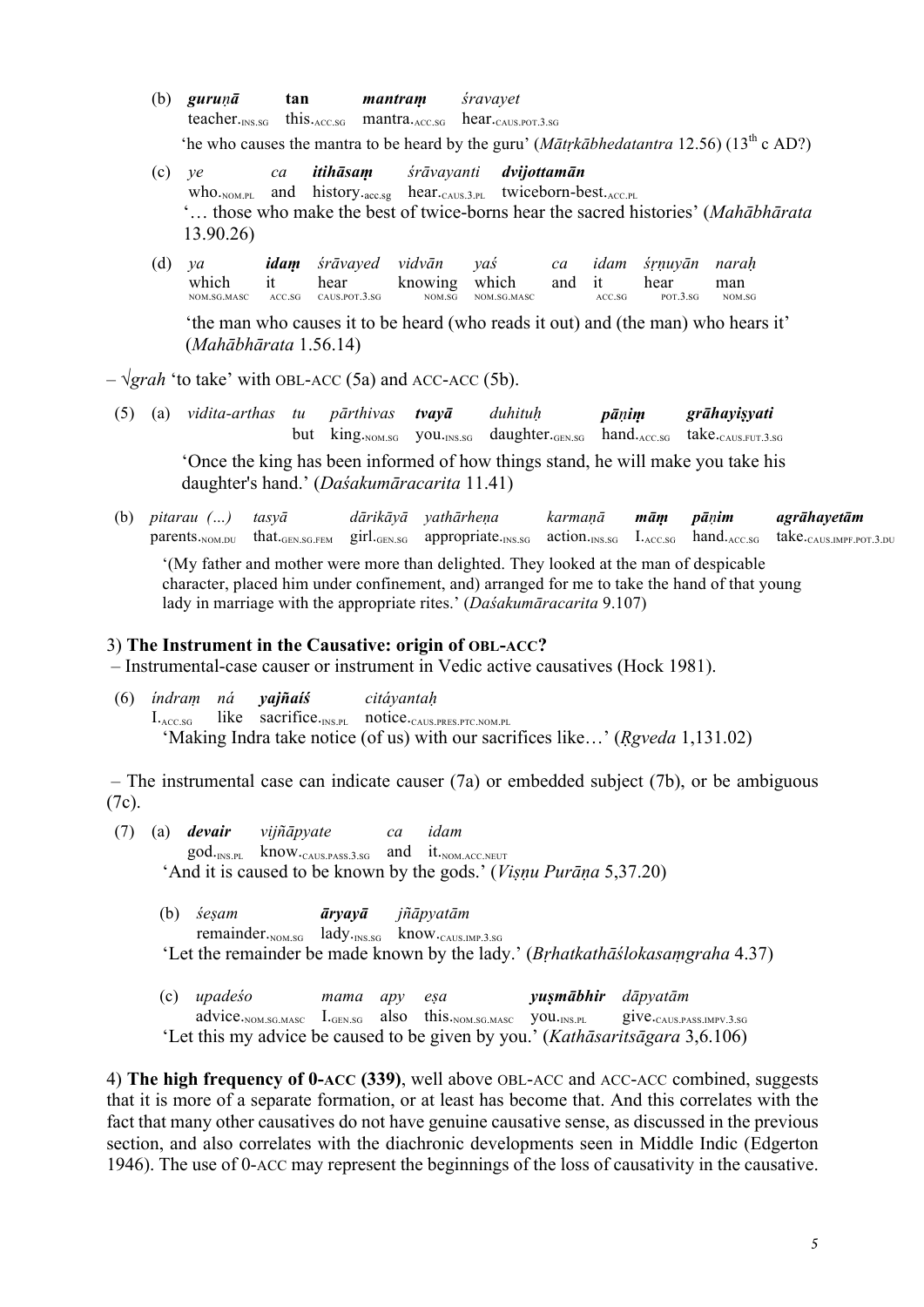(b) ***guruṇā*** **tan** ***mantraṃ*** *śravayet*
teacher.INS.SG this.ACC.SG mantra.ACC.SG hear.CAUS.POT.3.SG
'he who causes the mantra to be heard by the guru' (*Mātṛkābhedatantra* 12.56) (13th c AD?)

(c) *ye* *ca* ***itihāsaṃ*** *śrāvayanti* ***dvijottamān***
who.NOM.PL and history.acc.sg hear.CAUS.3.PL twiceborn-best.ACC.PL
'… those who make the best of twice-borns hear the sacred histories' (*Mahābhārata* 13.90.26)

(d) *ya* ***idaṃ*** *śrāvayed* *vidvān* *yaś* *ca* *idam* *śṛṇuyān* *naraḥ*
which it hear knowing which and it hear man
NOM.SG.MASC ACC.SG CAUS.POT.3.SG NOM.SG NOM.SG.MASC ACC.SG POT.3.SG NOM.SG
'the man who causes it to be heard (who reads it out) and (the man) who hears it' (*Mahābhārata* 1.56.14)

– √*grah* 'to take' with OBL-ACC (5a) and ACC-ACC (5b).

(5) (a) *vidita-arthas* *tu* *pārthivas* ***tvayā*** *duhituḥ* ***pāṇiṃ*** ***grāhayiṣyati***
but king.NOM.SG you.INS.SG daughter.GEN.SG hand.ACC.SG take.CAUS.FUT.3.SG
'Once the king has been informed of how things stand, he will make you take his daughter's hand.' (*Daśakumāracarita* 11.41)

(b) *pitarau (…)* *tasyā* *dārikāyā* *yathārheṇa* *karmaṇā* ***māṃ*** ***pāṇim*** ***agrāhayetām***
parents.NOM.DU that.GEN.SG.FEM girl.GEN.SG appropriate.INS.SG action.INS.SG I.ACC.SG hand.ACC.SG take.CAUS.IMPF.POT.3.DU
'(My father and mother were more than delighted. They looked at the man of despicable character, placed him under confinement, and) arranged for me to take the hand of that young lady in marriage with the appropriate rites.' (*Daśakumāracarita* 9.107)

3) **The Instrument in the Causative: origin of OBL-ACC?**
– Instrumental-case causer or instrument in Vedic active causatives (Hock 1981).

(6) *índraṃ* *ná* ***yajñaíś*** *citáyantaḥ*
I.ACC.SG like sacrifice.INS.PL notice.CAUS.PRES.PTC.NOM.PL
'Making Indra take notice (of us) with our sacrifices like…' (*Ṛgveda* 1,131.02)

– The instrumental case can indicate causer (7a) or embedded subject (7b), or be ambiguous (7c).

(7) (a) ***devair*** *vijñāpyate* *ca* *idam*
god.INS.PL know.CAUS.PASS.3.SG and it.NOM.ACC.NEUT
'And it is caused to be known by the gods.' (*Viṣṇu Purāṇa* 5,37.20)

(b) *śeṣam* ***āryayā*** *jñāpyatām*
remainder.NOM.SG lady.INS.SG know.CAUS.IMP.3.SG
'Let the remainder be made known by the lady.' (*Bṛhatkathāślokasaṃgraha* 4.37)

(c) *upadeśo* *mama* *apy* *eṣa* ***yuṣmābhir*** *dāpyatām*
advice.NOM.SG.MASC I.GEN.SG also this.NOM.SG.MASC you.INS.PL give.CAUS.PASS.IMPV.3.SG
'Let this my advice be caused to be given by you.' (*Kathāsaritsāgara* 3,6.106)

4) **The high frequency of 0-ACC (339)**, well above OBL-ACC and ACC-ACC combined, suggests that it is more of a separate formation, or at least has become that. And this correlates with the fact that many other causatives do not have genuine causative sense, as discussed in the previous section, and also correlates with the diachronic developments seen in Middle Indic (Edgerton 1946). The use of 0-ACC may represent the beginnings of the loss of causativity in the causative.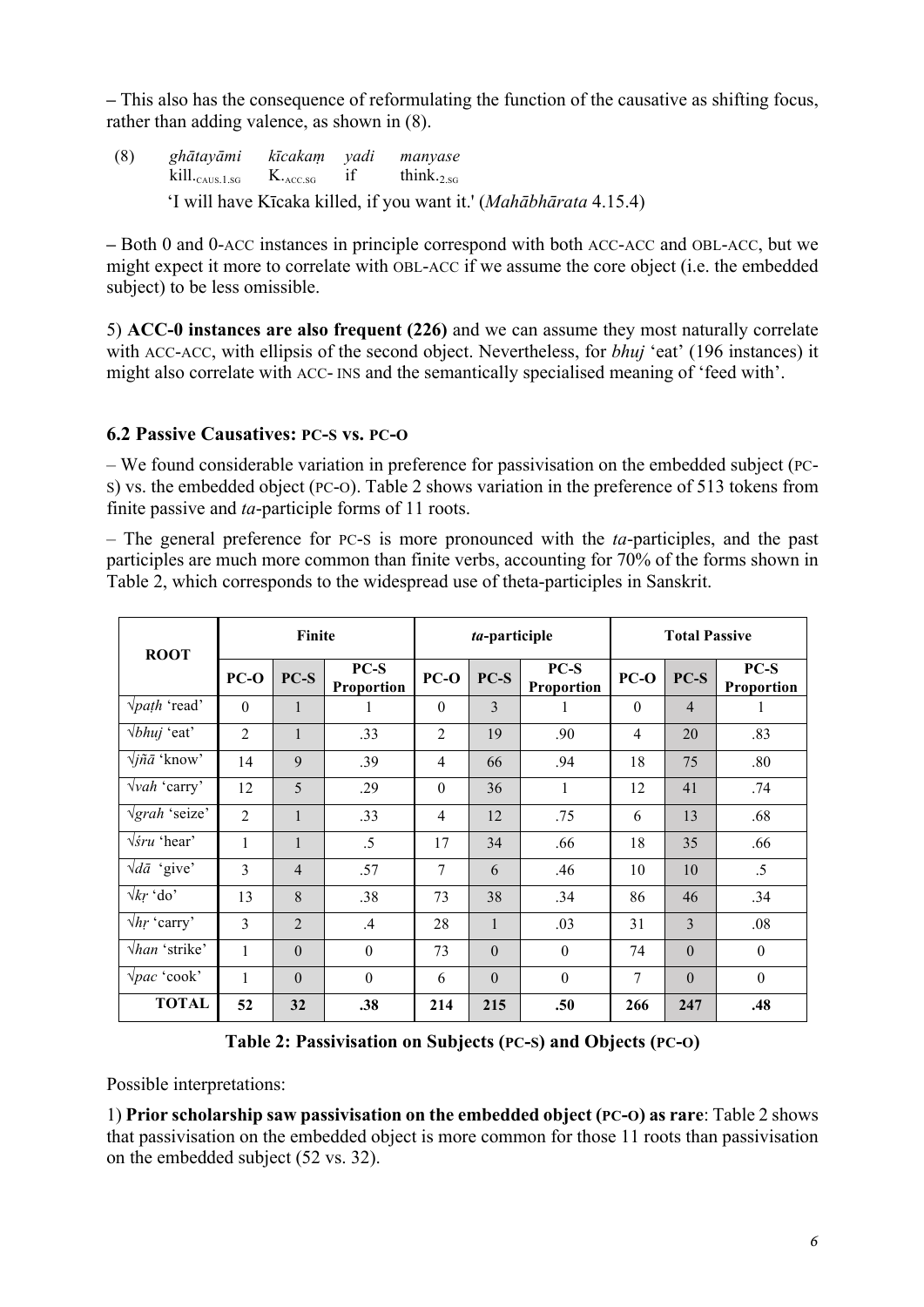– This also has the consequence of reformulating the function of the causative as shifting focus, rather than adding valence, as shown in (8).

(8) *ghātayāmi* *kīcakaṃ* *yadi* *manyase*
kill.$_{\text{CAUS.1.SG}}$ K.-$_{\text{ACC.SG}}$ if think.$_{\text{2.SG}}$
'I will have Kīcaka killed, if you want it.' (*Mahābhārata* 4.15.4)

– Both 0 and 0-ACC instances in principle correspond with both ACC-ACC and OBL-ACC, but we might expect it more to correlate with OBL-ACC if we assume the core object (i.e. the embedded subject) to be less omissible.

5) **ACC-0 instances are also frequent (226)** and we can assume they most naturally correlate with ACC-ACC, with ellipsis of the second object. Nevertheless, for *bhuj* 'eat' (196 instances) it might also correlate with ACC- INS and the semantically specialised meaning of 'feed with'.

### 6.2 Passive Causatives: PC-S vs. PC-O

– We found considerable variation in preference for passivisation on the embedded subject (PC-S) vs. the embedded object (PC-O). Table 2 shows variation in the preference of 513 tokens from finite passive and *ta*-participle forms of 11 roots.

– The general preference for PC-S is more pronounced with the *ta*-participles, and the past participles are much more common than finite verbs, accounting for 70% of the forms shown in Table 2, which corresponds to the widespread use of theta-participles in Sanskrit.

| ROOT | Finite | | | *ta*-participle | | | Total Passive | | |
|---|---|---|---|---|---|---|---|---|---|
| | PC-O | PC-S | PC-S Proportion | PC-O | PC-S | PC-S Proportion | PC-O | PC-S | PC-S Proportion |
| √*paṭh* 'read' | 0 | 1 | 1 | 0 | 3 | 1 | 0 | 4 | 1 |
| √*bhuj* 'eat' | 2 | 1 | .33 | 2 | 19 | .90 | 4 | 20 | .83 |
| √*jñā* 'know' | 14 | 9 | .39 | 4 | 66 | .94 | 18 | 75 | .80 |
| √*vah* 'carry' | 12 | 5 | .29 | 0 | 36 | 1 | 12 | 41 | .74 |
| √*grah* 'seize' | 2 | 1 | .33 | 4 | 12 | .75 | 6 | 13 | .68 |
| √*śru* 'hear' | 1 | 1 | .5 | 17 | 34 | .66 | 18 | 35 | .66 |
| √*dā* 'give' | 3 | 4 | .57 | 7 | 6 | .46 | 10 | 10 | .5 |
| √*kṛ* 'do' | 13 | 8 | .38 | 73 | 38 | .34 | 86 | 46 | .34 |
| √*hṛ* 'carry' | 3 | 2 | .4 | 28 | 1 | .03 | 31 | 3 | .08 |
| √*han* 'strike' | 1 | 0 | 0 | 73 | 0 | 0 | 74 | 0 | 0 |
| √*pac* 'cook' | 1 | 0 | 0 | 6 | 0 | 0 | 7 | 0 | 0 |
| **TOTAL** | **52** | **32** | **.38** | **214** | **215** | **.50** | **266** | **247** | **.48** |

**Table 2: Passivisation on Subjects (PC-S) and Objects (PC-O)**

Possible interpretations:

1) **Prior scholarship saw passivisation on the embedded object (PC-O) as rare**: Table 2 shows that passivisation on the embedded object is more common for those 11 roots than passivisation on the embedded subject (52 vs. 32).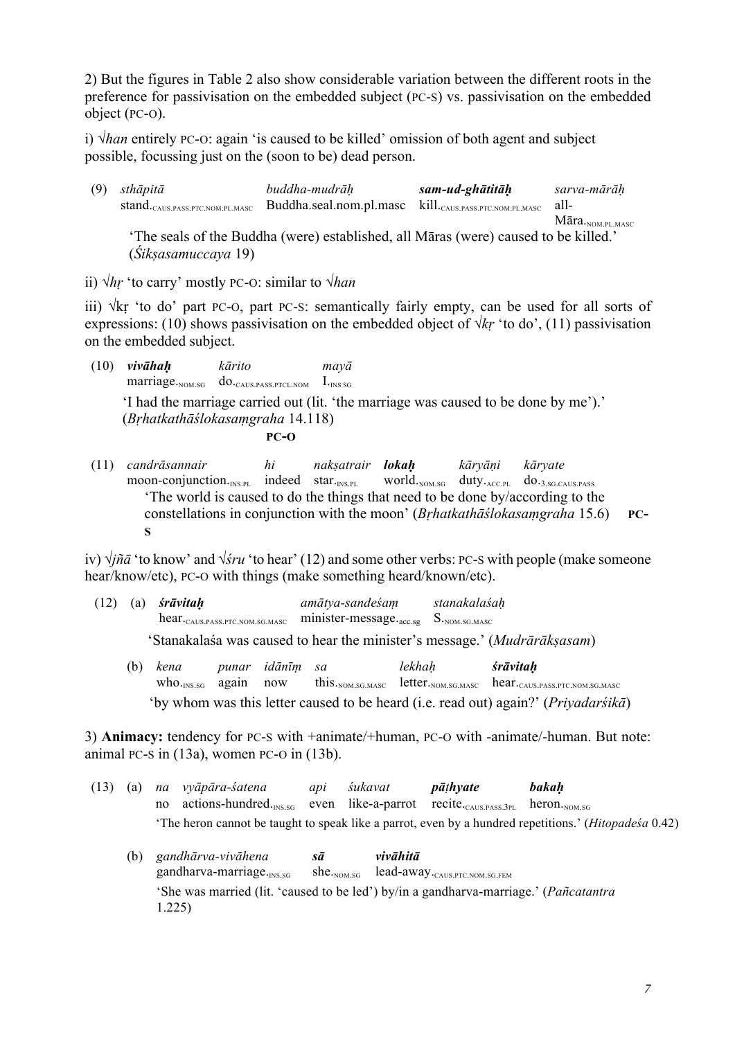2) But the figures in Table 2 also show considerable variation between the different roots in the preference for passivisation on the embedded subject (PC-S) vs. passivisation on the embedded object (PC-O).

i) √*han* entirely PC-O: again 'is caused to be killed' omission of both agent and subject possible, focussing just on the (soon to be) dead person.

(9) *sthāpitā* buddha-mudrāḥ ***sam-ud-ghātitāḥ*** *sarva-mārāḥ*
stand.CAUS.PASS.PTC.NOM.PL.MASC Buddha.seal.nom.pl.masc kill.CAUS.PASS.PTC.NOM.PL.MASC all-Māra.NOM.PL.MASC
'The seals of the Buddha (were) established, all Māras (were) caused to be killed.' (*Śikṣasamuccaya* 19)

ii) √*hṛ* 'to carry' mostly PC-O: similar to √*han*

iii) √kṛ 'to do' part PC-O, part PC-S: semantically fairly empty, can be used for all sorts of expressions: (10) shows passivisation on the embedded object of √*kṛ* 'to do', (11) passivisation on the embedded subject.

(10) ***vivāhaḥ*** *kārito* *mayā*
marriage.NOM.SG do.CAUS.PASS.PTCL.NOM I.INS SG
'I had the marriage carried out (lit. 'the marriage was caused to be done by me').' (*Bṛhatkathāślokasaṃgraha* 14.118)
**PC-O**

(11) *candrāsannair* *hi* *nakṣatrair* ***lokaḥ*** *kāryāṇi* *kāryate*
moon-conjunction.INS.PL indeed star.INS.PL world.NOM.SG duty.ACC.PL do.3.SG.CAUS.PASS
'The world is caused to do the things that need to be done by/according to the constellations in conjunction with the moon' (*Bṛhatkathāślokasaṃgraha* 15.6) **PC-S**

iv) √*jñā* 'to know' and √*śru* 'to hear' (12) and some other verbs: PC-S with people (make someone hear/know/etc), PC-O with things (make something heard/known/etc).

(12) (a) ***śrāvitaḥ*** *amātya-sandeśaṃ* *stanakalaśaḥ*
hear.CAUS.PASS.PTC.NOM.SG.MASC minister-message.acc.sg S.NOM.SG.MASC
'Stanakalaśa was caused to hear the minister's message.' (*Mudrārākṣasam*)

(b) *kena* *punar* *idānīṃ* *sa* *lekhaḥ* ***śrāvitaḥ***
who.INS.SG again now this.NOM.SG.MASC letter.NOM.SG.MASC hear.CAUS.PASS.PTC.NOM.SG.MASC
'by whom was this letter caused to be heard (i.e. read out) again?' (*Priyadarśikā*)

3) **Animacy:** tendency for PC-S with +animate/+human, PC-O with -animate/-human. But note: animal PC-S in (13a), women PC-O in (13b).

(13) (a) *na* *vyāpāra-śatena* *api* *śukavat* ***pāṭhyate*** ***bakaḥ***
no actions-hundred.INS.SG even like-a-parrot recite.CAUS.PASS.3PL heron.NOM.SG
'The heron cannot be taught to speak like a parrot, even by a hundred repetitions.' (*Hitopadeśa* 0.42)

(b) *gandhārva-vivāhena* ***sā*** ***vivāhitā***
gandharva-marriage.INS.SG she.NOM.SG lead-away.CAUS.PTC.NOM.SG.FEM
'She was married (lit. 'caused to be led') by/in a gandharva-marriage.' (*Pañcatantra* 1.225)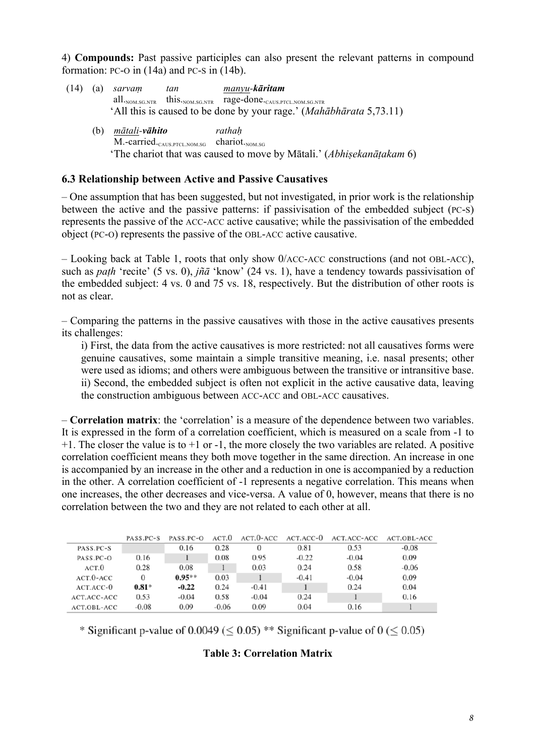4) **Compounds:** Past passive participles can also present the relevant patterns in compound formation: PC-O in (14a) and PC-S in (14b).

(14) (a) *sarvaṃ* *tan* *manyu-**kāritam***
all.NOM.SG.NTR this.NOM.SG.NTR rage-done.CAUS.PTCL.NOM.SG.NTR
'All this is caused to be done by your rage.' (*Mahābhārata* 5,73.11)

(b) *mātali-**vāhito*** *rathaḥ*
M.-carried.CAUS.PTCL.NOM.SG chariot.NOM.SG
'The chariot that was caused to move by Mātali.' (*Abhiṣekanāṭakam* 6)

### 6.3 Relationship between Active and Passive Causatives

– One assumption that has been suggested, but not investigated, in prior work is the relationship between the active and the passive patterns: if passivisation of the embedded subject (PC-S) represents the passive of the ACC-ACC active causative; while the passivisation of the embedded object (PC-O) represents the passive of the OBL-ACC active causative.

– Looking back at Table 1, roots that only show 0/ACC-ACC constructions (and not OBL-ACC), such as *paṭh* 'recite' (5 vs. 0), *jñā* 'know' (24 vs. 1), have a tendency towards passivisation of the embedded subject: 4 vs. 0 and 75 vs. 18, respectively. But the distribution of other roots is not as clear.

– Comparing the patterns in the passive causatives with those in the active causatives presents its challenges:

i) First, the data from the active causatives is more restricted: not all causatives forms were genuine causatives, some maintain a simple transitive meaning, i.e. nasal presents; other were used as idioms; and others were ambiguous between the transitive or intransitive base.

ii) Second, the embedded subject is often not explicit in the active causative data, leaving the construction ambiguous between ACC-ACC and OBL-ACC causatives.

– **Correlation matrix**: the 'correlation' is a measure of the dependence between two variables. It is expressed in the form of a correlation coefficient, which is measured on a scale from -1 to +1. The closer the value is to +1 or -1, the more closely the two variables are related. A positive correlation coefficient means they both move together in the same direction. An increase in one is accompanied by an increase in the other and a reduction in one is accompanied by a reduction in the other. A correlation coefficient of -1 represents a negative correlation. This means when one increases, the other decreases and vice-versa. A value of 0, however, means that there is no correlation between the two and they are not related to each other at all.

| | PASS.PC-S | PASS.PC-O | ACT.0 | ACT.0-ACC | ACT.ACC-0 | ACT.ACC-ACC | ACT.OBL-ACC |
|---|---|---|---|---|---|---|---|
| PASS.PC-S | | 0.16 | 0.28 | 0 | 0.81 | 0.53 | -0.08 |
| PASS.PC-O | 0.16 | 1 | 0.08 | 0.95 | -0.22 | -0.04 | 0.09 |
| ACT.0 | 0.28 | 0.08 | 1 | 0.03 | 0.24 | 0.58 | -0.06 |
| ACT.0-ACC | 0 | **0.95\*\*** | 0.03 | 1 | -0.41 | -0.04 | 0.09 |
| ACT.ACC-0 | **0.81\*** | **-0.22** | 0.24 | -0.41 | 1 | 0.24 | 0.04 |
| ACT.ACC-ACC | 0.53 | -0.04 | 0.58 | -0.04 | 0.24 | 1 | 0.16 |
| ACT.OBL-ACC | -0.08 | 0.09 | -0.06 | 0.09 | 0.04 | 0.16 | 1 |

\* Significant p-value of 0.0049 ($\leq 0.05$) \*\* Significant p-value of 0 ($\leq 0.05$)

**Table 3: Correlation Matrix**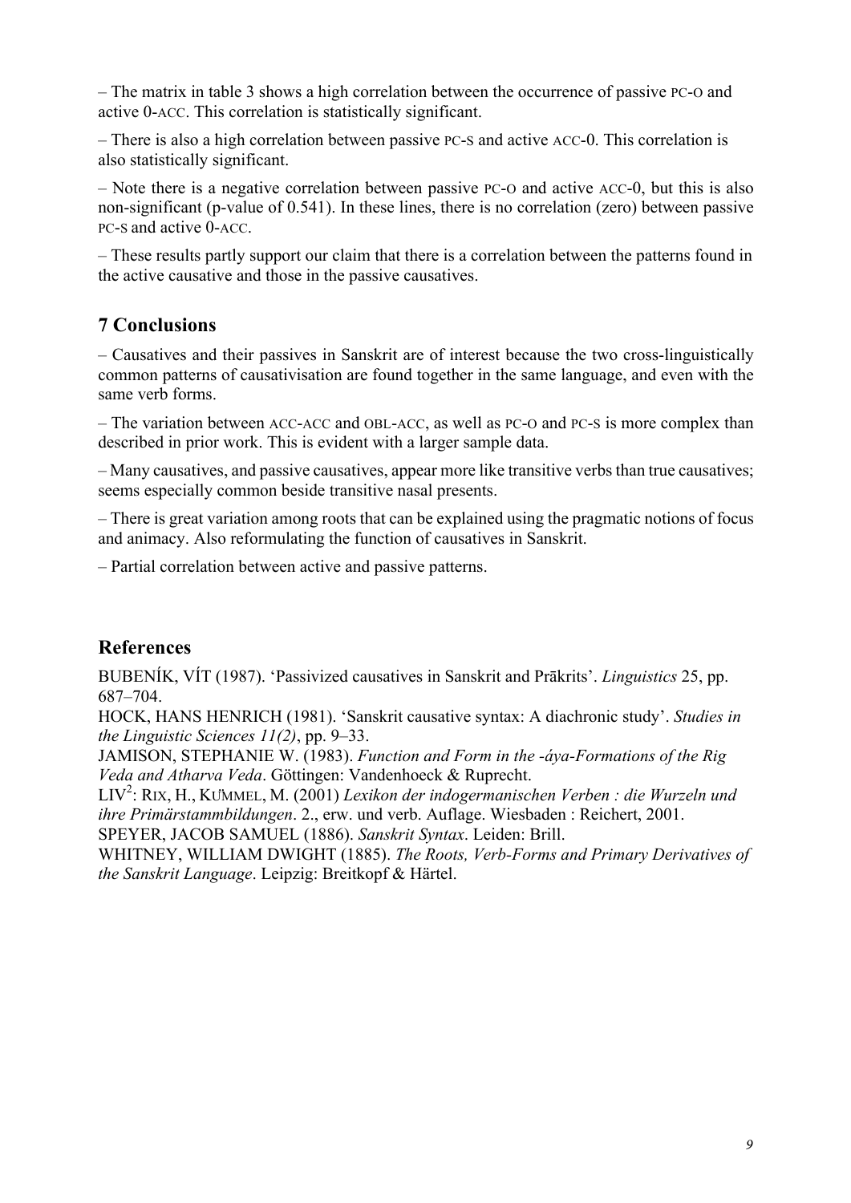– The matrix in table 3 shows a high correlation between the occurrence of passive PC-O and active 0-ACC. This correlation is statistically significant.

– There is also a high correlation between passive PC-S and active ACC-0. This correlation is also statistically significant.

– Note there is a negative correlation between passive PC-O and active ACC-0, but this is also non-significant (p-value of 0.541). In these lines, there is no correlation (zero) between passive PC-S and active 0-ACC.

– These results partly support our claim that there is a correlation between the patterns found in the active causative and those in the passive causatives.

## 7 Conclusions

– Causatives and their passives in Sanskrit are of interest because the two cross-linguistically common patterns of causativisation are found together in the same language, and even with the same verb forms.

– The variation between ACC-ACC and OBL-ACC, as well as PC-O and PC-S is more complex than described in prior work. This is evident with a larger sample data.

– Many causatives, and passive causatives, appear more like transitive verbs than true causatives; seems especially common beside transitive nasal presents.

– There is great variation among roots that can be explained using the pragmatic notions of focus and animacy. Also reformulating the function of causatives in Sanskrit.

– Partial correlation between active and passive patterns.

## References

BUBENÍK, VÍT (1987). 'Passivized causatives in Sanskrit and Prākrits'. *Linguistics* 25, pp. 687–704.

HOCK, HANS HENRICH (1981). 'Sanskrit causative syntax: A diachronic study'. *Studies in the Linguistic Sciences 11(2)*, pp. 9–33.

JAMISON, STEPHANIE W. (1983). *Function and Form in the -áya-Formations of the Rig Veda and Atharva Veda*. Göttingen: Vandenhoeck & Ruprecht.

LIV[2]: RIX, H., KÜMMEL, M. (2001) *Lexikon der indogermanischen Verben : die Wurzeln und ihre Primärstammbildungen*. 2., erw. und verb. Auflage. Wiesbaden : Reichert, 2001.

SPEYER, JACOB SAMUEL (1886). *Sanskrit Syntax*. Leiden: Brill.

WHITNEY, WILLIAM DWIGHT (1885). *The Roots, Verb-Forms and Primary Derivatives of the Sanskrit Language*. Leipzig: Breitkopf & Härtel.